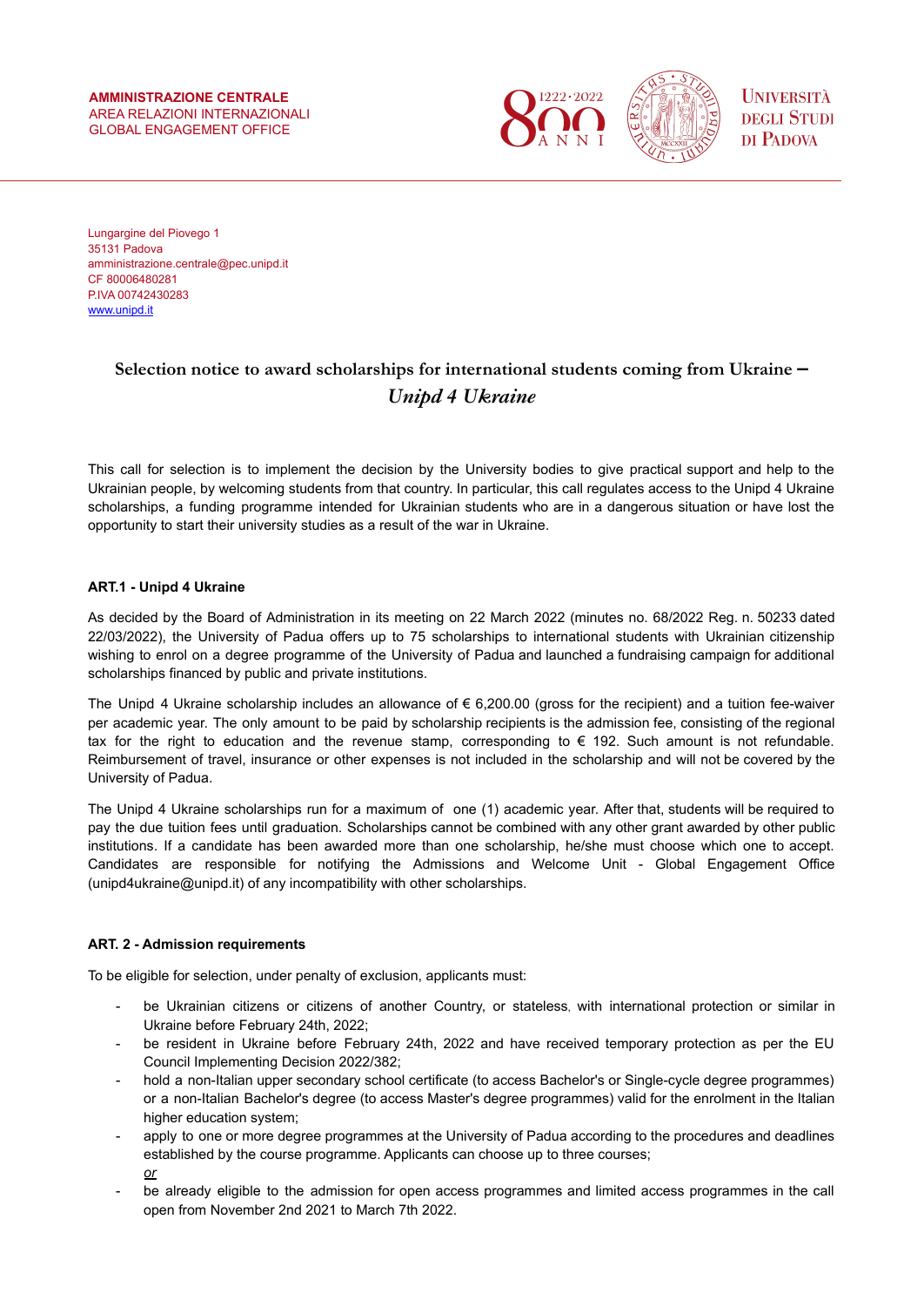AMMINISTRAZIONE CENTRALE
AREA RELAZIONI INTERNAZIONALI
GLOBAL ENGAGEMENT OFFICE

Università degli Studi di Padova

Lungargine del Piovego 1
35131 Padova
amministrazione.centrale@pec.unipd.it
CF 80006480281
P.IVA 00742430283
www.unipd.it

# Selection notice to award scholarships for international students coming from Ukraine – *Unipd 4 Ukraine*

This call for selection is to implement the decision by the University bodies to give practical support and help to the Ukrainian people, by welcoming students from that country. In particular, this call regulates access to the Unipd 4 Ukraine scholarships, a funding programme intended for Ukrainian students who are in a dangerous situation or have lost the opportunity to start their university studies as a result of the war in Ukraine.

## ART.1 - Unipd 4 Ukraine

As decided by the Board of Administration in its meeting on 22 March 2022 (minutes no. 68/2022 Reg. n. 50233 dated 22/03/2022), the University of Padua offers up to 75 scholarships to international students with Ukrainian citizenship wishing to enrol on a degree programme of the University of Padua and launched a fundraising campaign for additional scholarships financed by public and private institutions.

The Unipd 4 Ukraine scholarship includes an allowance of € 6,200.00 (gross for the recipient) and a tuition fee-waiver per academic year. The only amount to be paid by scholarship recipients is the admission fee, consisting of the regional tax for the right to education and the revenue stamp, corresponding to € 192. Such amount is not refundable. Reimbursement of travel, insurance or other expenses is not included in the scholarship and will not be covered by the University of Padua.

The Unipd 4 Ukraine scholarships run for a maximum of one (1) academic year. After that, students will be required to pay the due tuition fees until graduation. Scholarships cannot be combined with any other grant awarded by other public institutions. If a candidate has been awarded more than one scholarship, he/she must choose which one to accept. Candidates are responsible for notifying the Admissions and Welcome Unit - Global Engagement Office (unipd4ukraine@unipd.it) of any incompatibility with other scholarships.

## ART. 2 - Admission requirements

To be eligible for selection, under penalty of exclusion, applicants must:

- be Ukrainian citizens or citizens of another Country, or stateless, with international protection or similar in Ukraine before February 24th, 2022;
- be resident in Ukraine before February 24th, 2022 and have received temporary protection as per the EU Council Implementing Decision 2022/382;
- hold a non-Italian upper secondary school certificate (to access Bachelor's or Single-cycle degree programmes) or a non-Italian Bachelor's degree (to access Master's degree programmes) valid for the enrolment in the Italian higher education system;
- apply to one or more degree programmes at the University of Padua according to the procedures and deadlines established by the course programme. Applicants can choose up to three courses;
  *or*
- be already eligible to the admission for open access programmes and limited access programmes in the call open from November 2nd 2021 to March 7th 2022.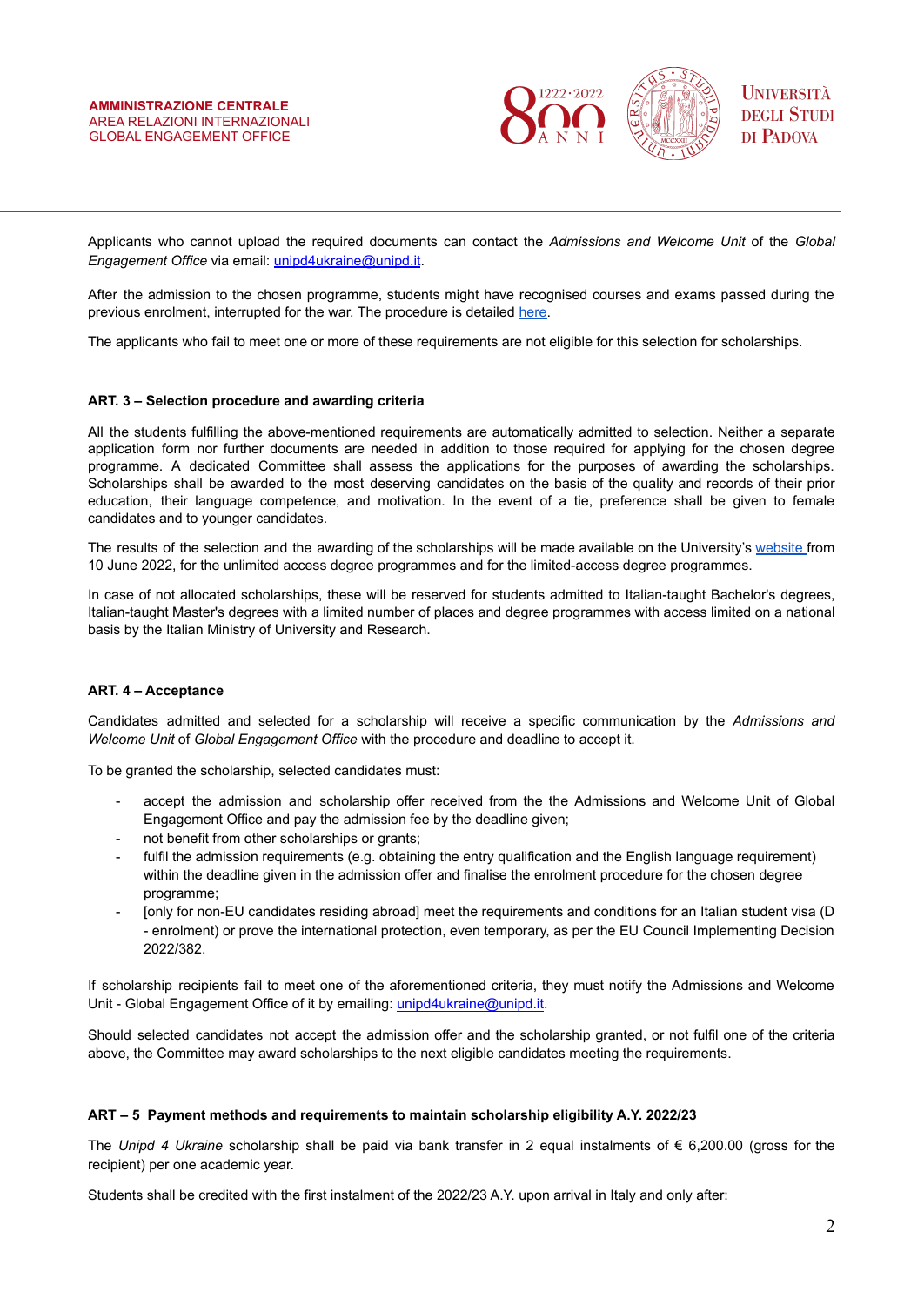Applicants who cannot upload the required documents can contact the *Admissions and Welcome Unit* of the *Global Engagement Office* via email: unipd4ukraine@unipd.it.

After the admission to the chosen programme, students might have recognised courses and exams passed during the previous enrolment, interrupted for the war. The procedure is detailed here.

The applicants who fail to meet one or more of these requirements are not eligible for this selection for scholarships.

**ART. 3 – Selection procedure and awarding criteria**

All the students fulfilling the above-mentioned requirements are automatically admitted to selection. Neither a separate application form nor further documents are needed in addition to those required for applying for the chosen degree programme. A dedicated Committee shall assess the applications for the purposes of awarding the scholarships. Scholarships shall be awarded to the most deserving candidates on the basis of the quality and records of their prior education, their language competence, and motivation. In the event of a tie, preference shall be given to female candidates and to younger candidates.

The results of the selection and the awarding of the scholarships will be made available on the University's website from 10 June 2022, for the unlimited access degree programmes and for the limited-access degree programmes.

In case of not allocated scholarships, these will be reserved for students admitted to Italian-taught Bachelor's degrees, Italian-taught Master's degrees with a limited number of places and degree programmes with access limited on a national basis by the Italian Ministry of University and Research.

**ART. 4 – Acceptance**

Candidates admitted and selected for a scholarship will receive a specific communication by the *Admissions and Welcome Unit* of *Global Engagement Office* with the procedure and deadline to accept it.

To be granted the scholarship, selected candidates must:

- accept the admission and scholarship offer received from the the Admissions and Welcome Unit of Global Engagement Office and pay the admission fee by the deadline given;
- not benefit from other scholarships or grants;
- fulfil the admission requirements (e.g. obtaining the entry qualification and the English language requirement) within the deadline given in the admission offer and finalise the enrolment procedure for the chosen degree programme;
- [only for non-EU candidates residing abroad] meet the requirements and conditions for an Italian student visa (D - enrolment) or prove the international protection, even temporary, as per the EU Council Implementing Decision 2022/382.

If scholarship recipients fail to meet one of the aforementioned criteria, they must notify the Admissions and Welcome Unit - Global Engagement Office of it by emailing: unipd4ukraine@unipd.it.

Should selected candidates not accept the admission offer and the scholarship granted, or not fulfil one of the criteria above, the Committee may award scholarships to the next eligible candidates meeting the requirements.

**ART – 5 Payment methods and requirements to maintain scholarship eligibility A.Y. 2022/23**

The *Unipd 4 Ukraine* scholarship shall be paid via bank transfer in 2 equal instalments of € 6,200.00 (gross for the recipient) per one academic year.

Students shall be credited with the first instalment of the 2022/23 A.Y. upon arrival in Italy and only after: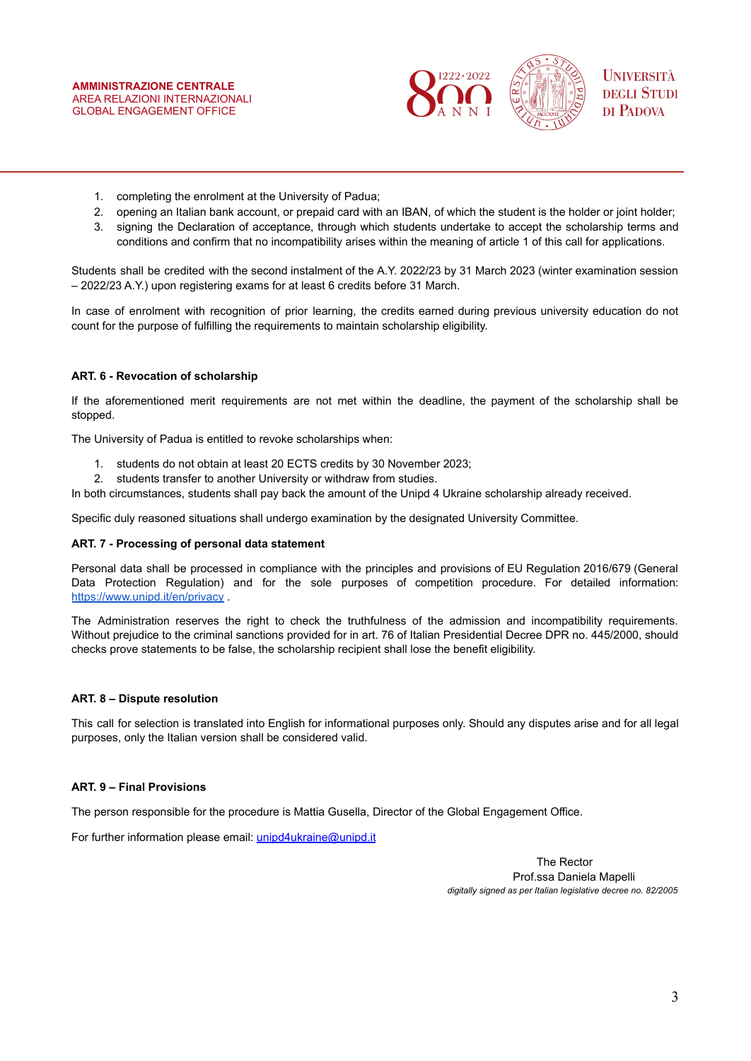1. completing the enrolment at the University of Padua;
2. opening an Italian bank account, or prepaid card with an IBAN, of which the student is the holder or joint holder;
3. signing the Declaration of acceptance, through which students undertake to accept the scholarship terms and conditions and confirm that no incompatibility arises within the meaning of article 1 of this call for applications.

Students shall be credited with the second instalment of the A.Y. 2022/23 by 31 March 2023 (winter examination session – 2022/23 A.Y.) upon registering exams for at least 6 credits before 31 March.

In case of enrolment with recognition of prior learning, the credits earned during previous university education do not count for the purpose of fulfilling the requirements to maintain scholarship eligibility.

### ART. 6 - Revocation of scholarship

If the aforementioned merit requirements are not met within the deadline, the payment of the scholarship shall be stopped.

The University of Padua is entitled to revoke scholarships when:

1. students do not obtain at least 20 ECTS credits by 30 November 2023;
2. students transfer to another University or withdraw from studies.

In both circumstances, students shall pay back the amount of the Unipd 4 Ukraine scholarship already received.

Specific duly reasoned situations shall undergo examination by the designated University Committee.

### ART. 7 - Processing of personal data statement

Personal data shall be processed in compliance with the principles and provisions of EU Regulation 2016/679 (General Data Protection Regulation) and for the sole purposes of competition procedure. For detailed information: [https://www.unipd.it/en/privacy](https://www.unipd.it/en/privacy) .

The Administration reserves the right to check the truthfulness of the admission and incompatibility requirements. Without prejudice to the criminal sanctions provided for in art. 76 of Italian Presidential Decree DPR no. 445/2000, should checks prove statements to be false, the scholarship recipient shall lose the benefit eligibility.

### ART. 8 – Dispute resolution

This call for selection is translated into English for informational purposes only. Should any disputes arise and for all legal purposes, only the Italian version shall be considered valid.

### ART. 9 – Final Provisions

The person responsible for the procedure is Mattia Gusella, Director of the Global Engagement Office.

For further information please email: [unipd4ukraine@unipd.it](mailto:unipd4ukraine@unipd.it)

The Rector
Prof.ssa Daniela Mapelli
*digitally signed as per Italian legislative decree no. 82/2005*